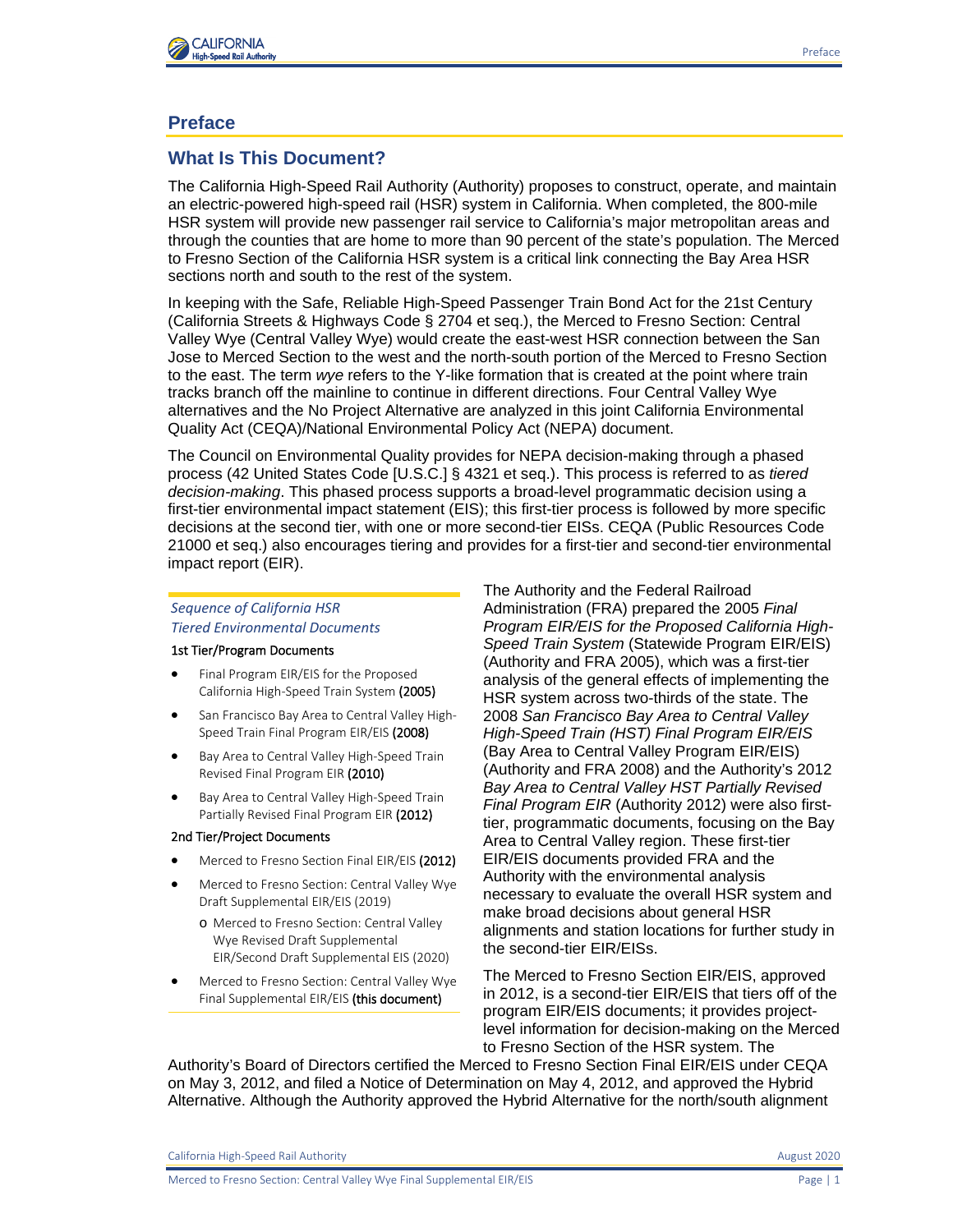# Preface

## What Is This Document?

The California High-Speed Rail Authority (Authority) proposes to construct, operate, and maintain an electric-powered high-speed rail (HSR) system in California. When completed, the 800-mile HSR system will provide new passenger rail service to California's major metropolitan areas and through the counties that are home to more than 90 percent of the state's population. The Merced to Fresno Section of the California HSR system is a critical link connecting the Bay Area HSR sections north and south to the rest of the system.

In keeping with the Safe, Reliable High-Speed Passenger Train Bond Act for the 21st Century (California Streets & Highways Code § 2704 et seq.), the Merced to Fresno Section: Central Valley Wye (Central Valley Wye) would create the east-west HSR connection between the San Jose to Merced Section to the west and the north-south portion of the Merced to Fresno Section to the east. The term *wye* refers to the Y-like formation that is created at the point where train tracks branch off the mainline to continue in different directions. Four Central Valley Wye alternatives and the No Project Alternative are analyzed in this joint California Environmental Quality Act (CEQA)/National Environmental Policy Act (NEPA) document.

The Council on Environmental Quality provides for NEPA decision-making through a phased process (42 United States Code [U.S.C.] § 4321 et seq.). This process is referred to as *tiered decision-making*. This phased process supports a broad-level programmatic decision using a first-tier environmental impact statement (EIS); this first-tier process is followed by more specific decisions at the second tier, with one or more second-tier EISs. CEQA (Public Resources Code 21000 et seq.) also encourages tiering and provides for a first-tier and second-tier environmental impact report (EIR).

*Sequence of California HSR Tiered Environmental Documents*

1st Tier/Program Documents

- Final Program EIR/EIS for the Proposed California High-Speed Train System **(2005)**
- San Francisco Bay Area to Central Valley High-Speed Train Final Program EIR/EIS **(2008)**
- Bay Area to Central Valley High-Speed Train Revised Final Program EIR **(2010)**
- Bay Area to Central Valley High-Speed Train Partially Revised Final Program EIR **(2012)**

2nd Tier/Project Documents

- Merced to Fresno Section Final EIR/EIS **(2012)**
- Merced to Fresno Section: Central Valley Wye Draft Supplemental EIR/EIS (2019)
  - Merced to Fresno Section: Central Valley Wye Revised Draft Supplemental EIR/Second Draft Supplemental EIS (2020)
- Merced to Fresno Section: Central Valley Wye Final Supplemental EIR/EIS **(this document)**

The Authority and the Federal Railroad Administration (FRA) prepared the 2005 *Final Program EIR/EIS for the Proposed California High-Speed Train System* (Statewide Program EIR/EIS) (Authority and FRA 2005), which was a first-tier analysis of the general effects of implementing the HSR system across two-thirds of the state. The 2008 *San Francisco Bay Area to Central Valley High-Speed Train (HST) Final Program EIR/EIS* (Bay Area to Central Valley Program EIR/EIS) (Authority and FRA 2008) and the Authority's 2012 *Bay Area to Central Valley HST Partially Revised Final Program EIR* (Authority 2012) were also first-tier, programmatic documents, focusing on the Bay Area to Central Valley region. These first-tier EIR/EIS documents provided FRA and the Authority with the environmental analysis necessary to evaluate the overall HSR system and make broad decisions about general HSR alignments and station locations for further study in the second-tier EIR/EISs.

The Merced to Fresno Section EIR/EIS, approved in 2012, is a second-tier EIR/EIS that tiers off of the program EIR/EIS documents; it provides project-level information for decision-making on the Merced to Fresno Section of the HSR system. The Authority's Board of Directors certified the Merced to Fresno Section Final EIR/EIS under CEQA on May 3, 2012, and filed a Notice of Determination on May 4, 2012, and approved the Hybrid Alternative. Although the Authority approved the Hybrid Alternative for the north/south alignment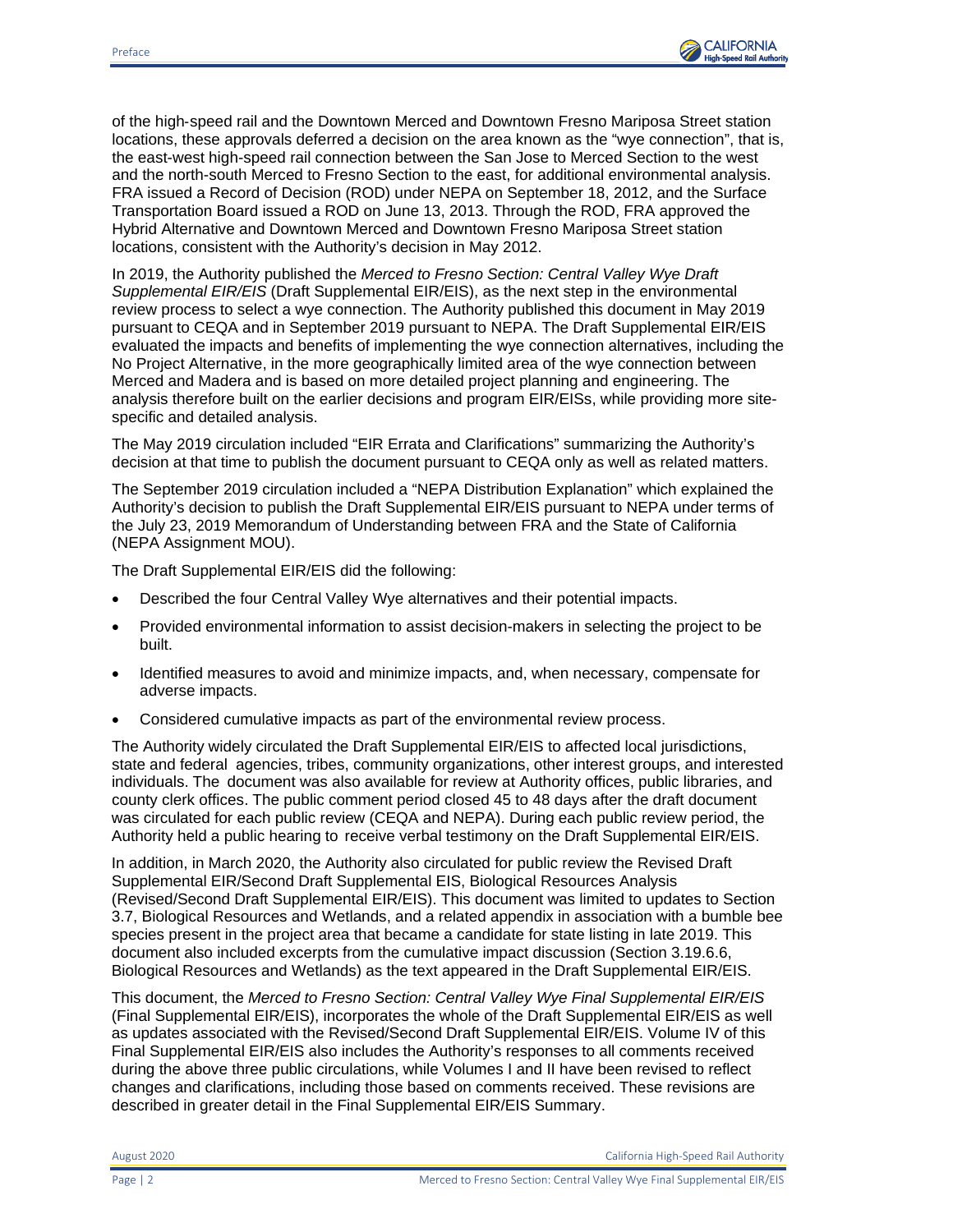of the high-speed rail and the Downtown Merced and Downtown Fresno Mariposa Street station locations, these approvals deferred a decision on the area known as the "wye connection", that is, the east-west high-speed rail connection between the San Jose to Merced Section to the west and the north-south Merced to Fresno Section to the east, for additional environmental analysis. FRA issued a Record of Decision (ROD) under NEPA on September 18, 2012, and the Surface Transportation Board issued a ROD on June 13, 2013. Through the ROD, FRA approved the Hybrid Alternative and Downtown Merced and Downtown Fresno Mariposa Street station locations, consistent with the Authority's decision in May 2012.

In 2019, the Authority published the *Merced to Fresno Section: Central Valley Wye Draft Supplemental EIR/EIS* (Draft Supplemental EIR/EIS), as the next step in the environmental review process to select a wye connection. The Authority published this document in May 2019 pursuant to CEQA and in September 2019 pursuant to NEPA. The Draft Supplemental EIR/EIS evaluated the impacts and benefits of implementing the wye connection alternatives, including the No Project Alternative, in the more geographically limited area of the wye connection between Merced and Madera and is based on more detailed project planning and engineering. The analysis therefore built on the earlier decisions and program EIR/EISs, while providing more site-specific and detailed analysis.

The May 2019 circulation included "EIR Errata and Clarifications" summarizing the Authority's decision at that time to publish the document pursuant to CEQA only as well as related matters.

The September 2019 circulation included a "NEPA Distribution Explanation" which explained the Authority's decision to publish the Draft Supplemental EIR/EIS pursuant to NEPA under terms of the July 23, 2019 Memorandum of Understanding between FRA and the State of California (NEPA Assignment MOU).

The Draft Supplemental EIR/EIS did the following:

- Described the four Central Valley Wye alternatives and their potential impacts.
- Provided environmental information to assist decision-makers in selecting the project to be built.
- Identified measures to avoid and minimize impacts, and, when necessary, compensate for adverse impacts.
- Considered cumulative impacts as part of the environmental review process.

The Authority widely circulated the Draft Supplemental EIR/EIS to affected local jurisdictions, state and federal agencies, tribes, community organizations, other interest groups, and interested individuals. The document was also available for review at Authority offices, public libraries, and county clerk offices. The public comment period closed 45 to 48 days after the draft document was circulated for each public review (CEQA and NEPA). During each public review period, the Authority held a public hearing to receive verbal testimony on the Draft Supplemental EIR/EIS.

In addition, in March 2020, the Authority also circulated for public review the Revised Draft Supplemental EIR/Second Draft Supplemental EIS, Biological Resources Analysis (Revised/Second Draft Supplemental EIR/EIS). This document was limited to updates to Section 3.7, Biological Resources and Wetlands, and a related appendix in association with a bumble bee species present in the project area that became a candidate for state listing in late 2019. This document also included excerpts from the cumulative impact discussion (Section 3.19.6.6, Biological Resources and Wetlands) as the text appeared in the Draft Supplemental EIR/EIS.

This document, the *Merced to Fresno Section: Central Valley Wye Final Supplemental EIR/EIS* (Final Supplemental EIR/EIS), incorporates the whole of the Draft Supplemental EIR/EIS as well as updates associated with the Revised/Second Draft Supplemental EIR/EIS. Volume IV of this Final Supplemental EIR/EIS also includes the Authority's responses to all comments received during the above three public circulations, while Volumes I and II have been revised to reflect changes and clarifications, including those based on comments received. These revisions are described in greater detail in the Final Supplemental EIR/EIS Summary.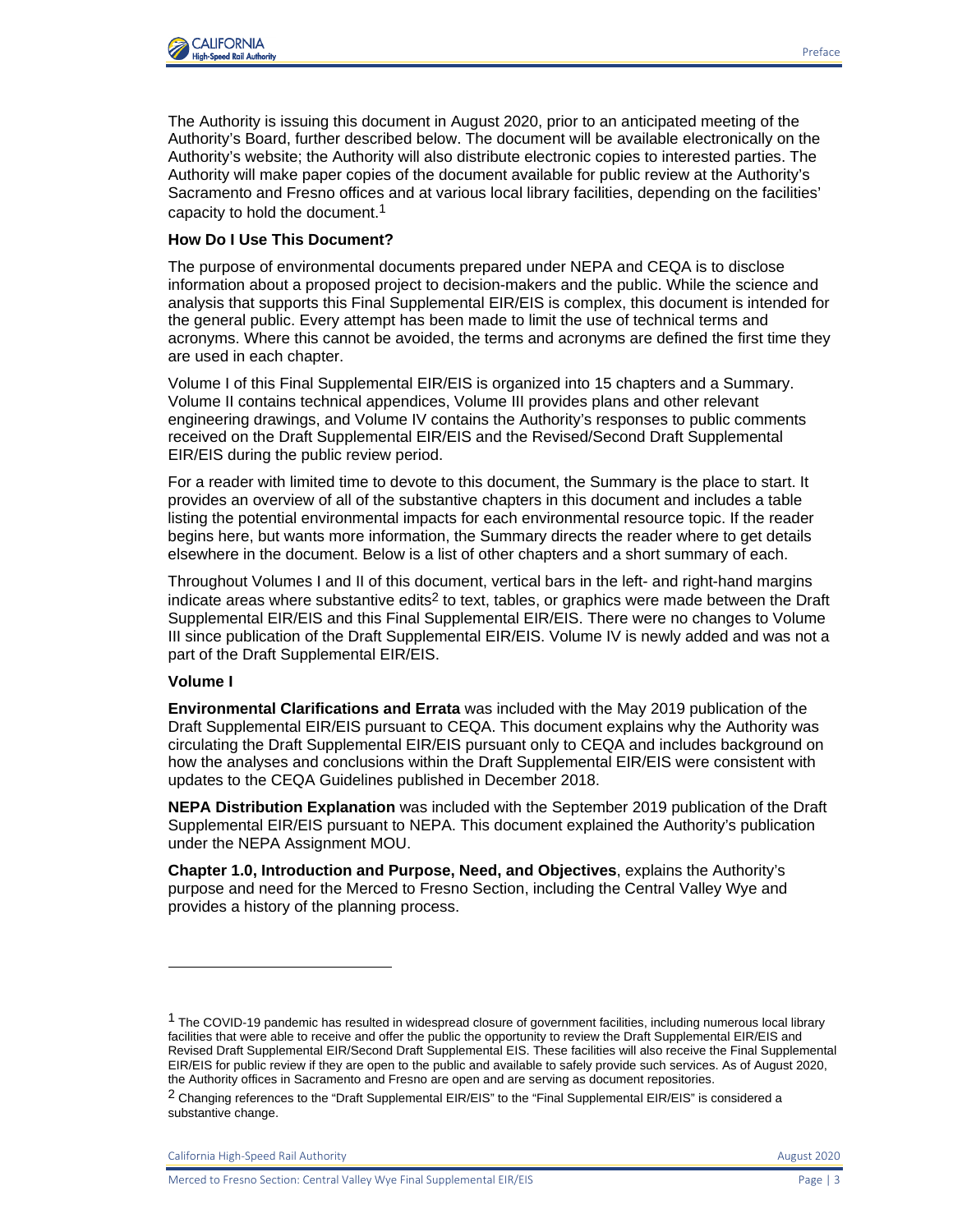The Authority is issuing this document in August 2020, prior to an anticipated meeting of the Authority's Board, further described below. The document will be available electronically on the Authority's website; the Authority will also distribute electronic copies to interested parties. The Authority will make paper copies of the document available for public review at the Authority's Sacramento and Fresno offices and at various local library facilities, depending on the facilities' capacity to hold the document.[1]

**How Do I Use This Document?**

The purpose of environmental documents prepared under NEPA and CEQA is to disclose information about a proposed project to decision-makers and the public. While the science and analysis that supports this Final Supplemental EIR/EIS is complex, this document is intended for the general public. Every attempt has been made to limit the use of technical terms and acronyms. Where this cannot be avoided, the terms and acronyms are defined the first time they are used in each chapter.

Volume I of this Final Supplemental EIR/EIS is organized into 15 chapters and a Summary. Volume II contains technical appendices, Volume III provides plans and other relevant engineering drawings, and Volume IV contains the Authority's responses to public comments received on the Draft Supplemental EIR/EIS and the Revised/Second Draft Supplemental EIR/EIS during the public review period.

For a reader with limited time to devote to this document, the Summary is the place to start. It provides an overview of all of the substantive chapters in this document and includes a table listing the potential environmental impacts for each environmental resource topic. If the reader begins here, but wants more information, the Summary directs the reader where to get details elsewhere in the document. Below is a list of other chapters and a short summary of each.

Throughout Volumes I and II of this document, vertical bars in the left- and right-hand margins indicate areas where substantive edits[2] to text, tables, or graphics were made between the Draft Supplemental EIR/EIS and this Final Supplemental EIR/EIS. There were no changes to Volume III since publication of the Draft Supplemental EIR/EIS. Volume IV is newly added and was not a part of the Draft Supplemental EIR/EIS.

**Volume I**

**Environmental Clarifications and Errata** was included with the May 2019 publication of the Draft Supplemental EIR/EIS pursuant to CEQA. This document explains why the Authority was circulating the Draft Supplemental EIR/EIS pursuant only to CEQA and includes background on how the analyses and conclusions within the Draft Supplemental EIR/EIS were consistent with updates to the CEQA Guidelines published in December 2018.

**NEPA Distribution Explanation** was included with the September 2019 publication of the Draft Supplemental EIR/EIS pursuant to NEPA. This document explained the Authority's publication under the NEPA Assignment MOU.

**Chapter 1.0, Introduction and Purpose, Need, and Objectives**, explains the Authority's purpose and need for the Merced to Fresno Section, including the Central Valley Wye and provides a history of the planning process.

---

[1] The COVID-19 pandemic has resulted in widespread closure of government facilities, including numerous local library facilities that were able to receive and offer the public the opportunity to review the Draft Supplemental EIR/EIS and Revised Draft Supplemental EIR/Second Draft Supplemental EIS. These facilities will also receive the Final Supplemental EIR/EIS for public review if they are open to the public and available to safely provide such services. As of August 2020, the Authority offices in Sacramento and Fresno are open and are serving as document repositories.

[2] Changing references to the "Draft Supplemental EIR/EIS" to the "Final Supplemental EIR/EIS" is considered a substantive change.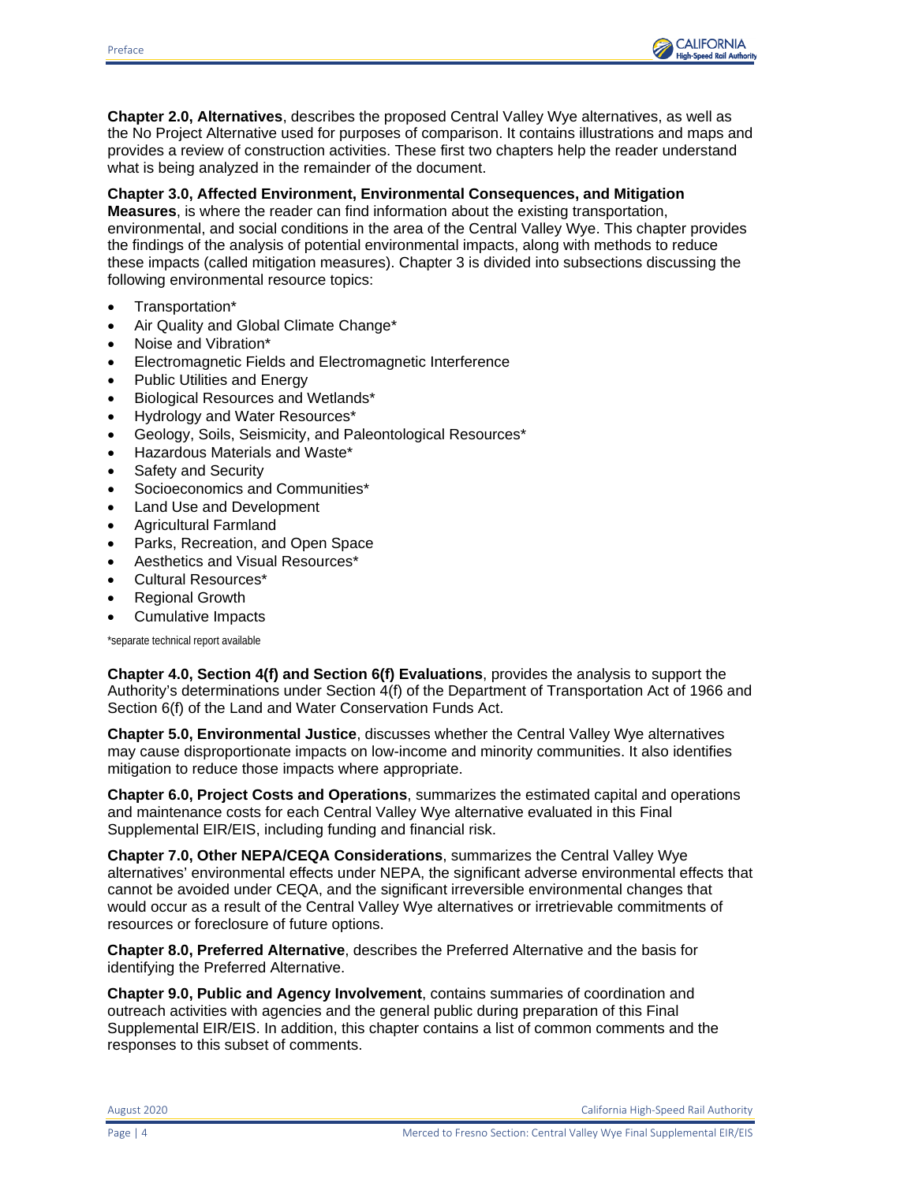**Chapter 2.0, Alternatives**, describes the proposed Central Valley Wye alternatives, as well as the No Project Alternative used for purposes of comparison. It contains illustrations and maps and provides a review of construction activities. These first two chapters help the reader understand what is being analyzed in the remainder of the document.

**Chapter 3.0, Affected Environment, Environmental Consequences, and Mitigation Measures**, is where the reader can find information about the existing transportation, environmental, and social conditions in the area of the Central Valley Wye. This chapter provides the findings of the analysis of potential environmental impacts, along with methods to reduce these impacts (called mitigation measures). Chapter 3 is divided into subsections discussing the following environmental resource topics:

- Transportation*
- Air Quality and Global Climate Change*
- Noise and Vibration*
- Electromagnetic Fields and Electromagnetic Interference
- Public Utilities and Energy
- Biological Resources and Wetlands*
- Hydrology and Water Resources*
- Geology, Soils, Seismicity, and Paleontological Resources*
- Hazardous Materials and Waste*
- Safety and Security
- Socioeconomics and Communities*
- Land Use and Development
- Agricultural Farmland
- Parks, Recreation, and Open Space
- Aesthetics and Visual Resources*
- Cultural Resources*
- Regional Growth
- Cumulative Impacts

*separate technical report available

**Chapter 4.0, Section 4(f) and Section 6(f) Evaluations**, provides the analysis to support the Authority's determinations under Section 4(f) of the Department of Transportation Act of 1966 and Section 6(f) of the Land and Water Conservation Funds Act.

**Chapter 5.0, Environmental Justice**, discusses whether the Central Valley Wye alternatives may cause disproportionate impacts on low-income and minority communities. It also identifies mitigation to reduce those impacts where appropriate.

**Chapter 6.0, Project Costs and Operations**, summarizes the estimated capital and operations and maintenance costs for each Central Valley Wye alternative evaluated in this Final Supplemental EIR/EIS, including funding and financial risk.

**Chapter 7.0, Other NEPA/CEQA Considerations**, summarizes the Central Valley Wye alternatives' environmental effects under NEPA, the significant adverse environmental effects that cannot be avoided under CEQA, and the significant irreversible environmental changes that would occur as a result of the Central Valley Wye alternatives or irretrievable commitments of resources or foreclosure of future options.

**Chapter 8.0, Preferred Alternative**, describes the Preferred Alternative and the basis for identifying the Preferred Alternative.

**Chapter 9.0, Public and Agency Involvement**, contains summaries of coordination and outreach activities with agencies and the general public during preparation of this Final Supplemental EIR/EIS. In addition, this chapter contains a list of common comments and the responses to this subset of comments.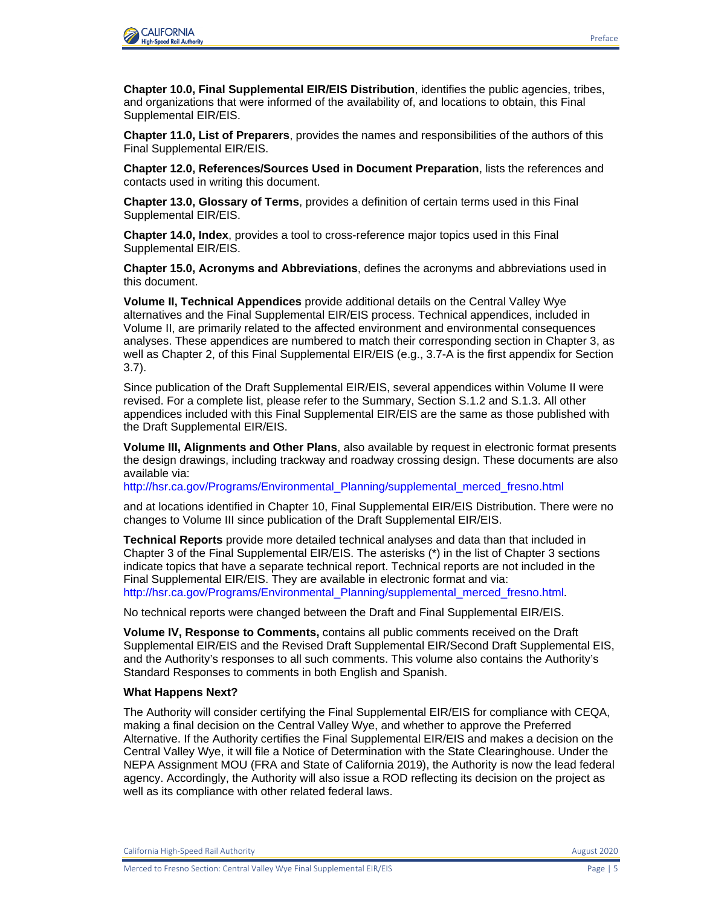**Chapter 10.0, Final Supplemental EIR/EIS Distribution**, identifies the public agencies, tribes, and organizations that were informed of the availability of, and locations to obtain, this Final Supplemental EIR/EIS.

**Chapter 11.0, List of Preparers**, provides the names and responsibilities of the authors of this Final Supplemental EIR/EIS.

**Chapter 12.0, References/Sources Used in Document Preparation**, lists the references and contacts used in writing this document.

**Chapter 13.0, Glossary of Terms**, provides a definition of certain terms used in this Final Supplemental EIR/EIS.

**Chapter 14.0, Index**, provides a tool to cross-reference major topics used in this Final Supplemental EIR/EIS.

**Chapter 15.0, Acronyms and Abbreviations**, defines the acronyms and abbreviations used in this document.

**Volume II, Technical Appendices** provide additional details on the Central Valley Wye alternatives and the Final Supplemental EIR/EIS process. Technical appendices, included in Volume II, are primarily related to the affected environment and environmental consequences analyses. These appendices are numbered to match their corresponding section in Chapter 3, as well as Chapter 2, of this Final Supplemental EIR/EIS (e.g., 3.7-A is the first appendix for Section 3.7).

Since publication of the Draft Supplemental EIR/EIS, several appendices within Volume II were revised. For a complete list, please refer to the Summary, Section S.1.2 and S.1.3. All other appendices included with this Final Supplemental EIR/EIS are the same as those published with the Draft Supplemental EIR/EIS.

**Volume III, Alignments and Other Plans**, also available by request in electronic format presents the design drawings, including trackway and roadway crossing design. These documents are also available via:
http://hsr.ca.gov/Programs/Environmental_Planning/supplemental_merced_fresno.html

and at locations identified in Chapter 10, Final Supplemental EIR/EIS Distribution. There were no changes to Volume III since publication of the Draft Supplemental EIR/EIS.

**Technical Reports** provide more detailed technical analyses and data than that included in Chapter 3 of the Final Supplemental EIR/EIS. The asterisks (*) in the list of Chapter 3 sections indicate topics that have a separate technical report. Technical reports are not included in the Final Supplemental EIR/EIS. They are available in electronic format and via: http://hsr.ca.gov/Programs/Environmental_Planning/supplemental_merced_fresno.html.

No technical reports were changed between the Draft and Final Supplemental EIR/EIS.

**Volume IV, Response to Comments,** contains all public comments received on the Draft Supplemental EIR/EIS and the Revised Draft Supplemental EIR/Second Draft Supplemental EIS, and the Authority's responses to all such comments. This volume also contains the Authority's Standard Responses to comments in both English and Spanish.

**What Happens Next?**

The Authority will consider certifying the Final Supplemental EIR/EIS for compliance with CEQA, making a final decision on the Central Valley Wye, and whether to approve the Preferred Alternative. If the Authority certifies the Final Supplemental EIR/EIS and makes a decision on the Central Valley Wye, it will file a Notice of Determination with the State Clearinghouse. Under the NEPA Assignment MOU (FRA and State of California 2019), the Authority is now the lead federal agency. Accordingly, the Authority will also issue a ROD reflecting its decision on the project as well as its compliance with other related federal laws.